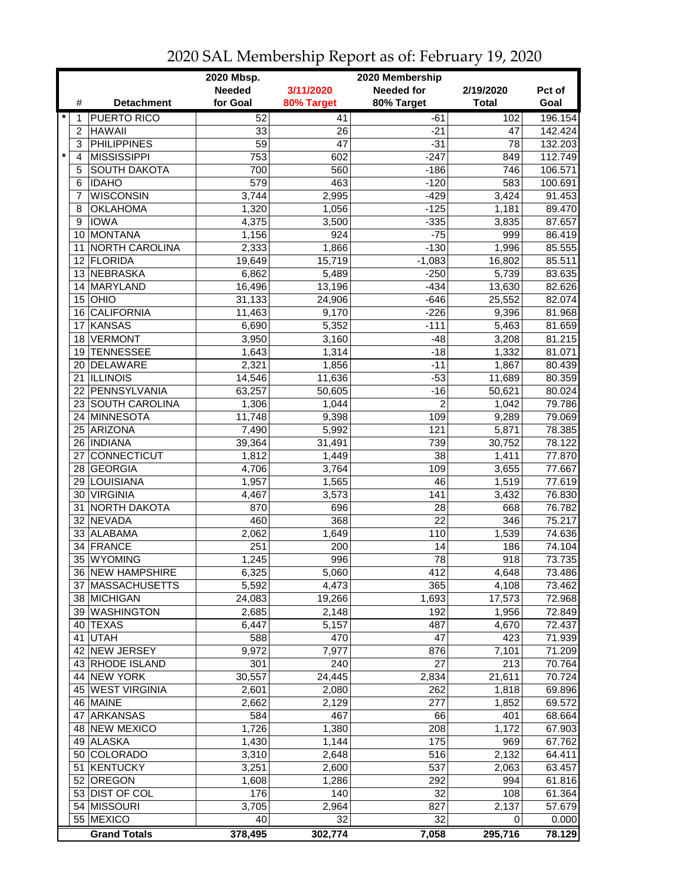# 2020 SAL Membership Report as of: February 19, 2020

| | # | Detachment | 2020 Mbsp. Needed for Goal | 3/11/2020 80% Target | 2020 Membership Needed for 80% Target | 2/19/2020 Total | Pct of Goal |
|---|---|---|---|---|---|---|---|
| * | 1 | PUERTO RICO | 52 | 41 | -61 | 102 | 196.154 |
| | 2 | HAWAII | 33 | 26 | -21 | 47 | 142.424 |
| | 3 | PHILIPPINES | 59 | 47 | -31 | 78 | 132.203 |
| * | 4 | MISSISSIPPI | 753 | 602 | -247 | 849 | 112.749 |
| | 5 | SOUTH DAKOTA | 700 | 560 | -186 | 746 | 106.571 |
| | 6 | IDAHO | 579 | 463 | -120 | 583 | 100.691 |
| | 7 | WISCONSIN | 3,744 | 2,995 | -429 | 3,424 | 91.453 |
| | 8 | OKLAHOMA | 1,320 | 1,056 | -125 | 1,181 | 89.470 |
| | 9 | IOWA | 4,375 | 3,500 | -335 | 3,835 | 87.657 |
| | 10 | MONTANA | 1,156 | 924 | -75 | 999 | 86.419 |
| | 11 | NORTH CAROLINA | 2,333 | 1,866 | -130 | 1,996 | 85.555 |
| | 12 | FLORIDA | 19,649 | 15,719 | -1,083 | 16,802 | 85.511 |
| | 13 | NEBRASKA | 6,862 | 5,489 | -250 | 5,739 | 83.635 |
| | 14 | MARYLAND | 16,496 | 13,196 | -434 | 13,630 | 82.626 |
| | 15 | OHIO | 31,133 | 24,906 | -646 | 25,552 | 82.074 |
| | 16 | CALIFORNIA | 11,463 | 9,170 | -226 | 9,396 | 81.968 |
| | 17 | KANSAS | 6,690 | 5,352 | -111 | 5,463 | 81.659 |
| | 18 | VERMONT | 3,950 | 3,160 | -48 | 3,208 | 81.215 |
| | 19 | TENNESSEE | 1,643 | 1,314 | -18 | 1,332 | 81.071 |
| | 20 | DELAWARE | 2,321 | 1,856 | -11 | 1,867 | 80.439 |
| | 21 | ILLINOIS | 14,546 | 11,636 | -53 | 11,689 | 80.359 |
| | 22 | PENNSYLVANIA | 63,257 | 50,605 | -16 | 50,621 | 80.024 |
| | 23 | SOUTH CAROLINA | 1,306 | 1,044 | 2 | 1,042 | 79.786 |
| | 24 | MINNESOTA | 11,748 | 9,398 | 109 | 9,289 | 79.069 |
| | 25 | ARIZONA | 7,490 | 5,992 | 121 | 5,871 | 78.385 |
| | 26 | INDIANA | 39,364 | 31,491 | 739 | 30,752 | 78.122 |
| | 27 | CONNECTICUT | 1,812 | 1,449 | 38 | 1,411 | 77.870 |
| | 28 | GEORGIA | 4,706 | 3,764 | 109 | 3,655 | 77.667 |
| | 29 | LOUISIANA | 1,957 | 1,565 | 46 | 1,519 | 77.619 |
| | 30 | VIRGINIA | 4,467 | 3,573 | 141 | 3,432 | 76.830 |
| | 31 | NORTH DAKOTA | 870 | 696 | 28 | 668 | 76.782 |
| | 32 | NEVADA | 460 | 368 | 22 | 346 | 75.217 |
| | 33 | ALABAMA | 2,062 | 1,649 | 110 | 1,539 | 74.636 |
| | 34 | FRANCE | 251 | 200 | 14 | 186 | 74.104 |
| | 35 | WYOMING | 1,245 | 996 | 78 | 918 | 73.735 |
| | 36 | NEW HAMPSHIRE | 6,325 | 5,060 | 412 | 4,648 | 73.486 |
| | 37 | MASSACHUSETTS | 5,592 | 4,473 | 365 | 4,108 | 73.462 |
| | 38 | MICHIGAN | 24,083 | 19,266 | 1,693 | 17,573 | 72.968 |
| | 39 | WASHINGTON | 2,685 | 2,148 | 192 | 1,956 | 72.849 |
| | 40 | TEXAS | 6,447 | 5,157 | 487 | 4,670 | 72.437 |
| | 41 | UTAH | 588 | 470 | 47 | 423 | 71.939 |
| | 42 | NEW JERSEY | 9,972 | 7,977 | 876 | 7,101 | 71.209 |
| | 43 | RHODE ISLAND | 301 | 240 | 27 | 213 | 70.764 |
| | 44 | NEW YORK | 30,557 | 24,445 | 2,834 | 21,611 | 70.724 |
| | 45 | WEST VIRGINIA | 2,601 | 2,080 | 262 | 1,818 | 69.896 |
| | 46 | MAINE | 2,662 | 2,129 | 277 | 1,852 | 69.572 |
| | 47 | ARKANSAS | 584 | 467 | 66 | 401 | 68.664 |
| | 48 | NEW MEXICO | 1,726 | 1,380 | 208 | 1,172 | 67.903 |
| | 49 | ALASKA | 1,430 | 1,144 | 175 | 969 | 67.762 |
| | 50 | COLORADO | 3,310 | 2,648 | 516 | 2,132 | 64.411 |
| | 51 | KENTUCKY | 3,251 | 2,600 | 537 | 2,063 | 63.457 |
| | 52 | OREGON | 1,608 | 1,286 | 292 | 994 | 61.816 |
| | 53 | DIST OF COL | 176 | 140 | 32 | 108 | 61.364 |
| | 54 | MISSOURI | 3,705 | 2,964 | 827 | 2,137 | 57.679 |
| | 55 | MEXICO | 40 | 32 | 32 | 0 | 0.000 |
| | | **Grand Totals** | **378,495** | **302,774** | **7,058** | **295,716** | **78.129** |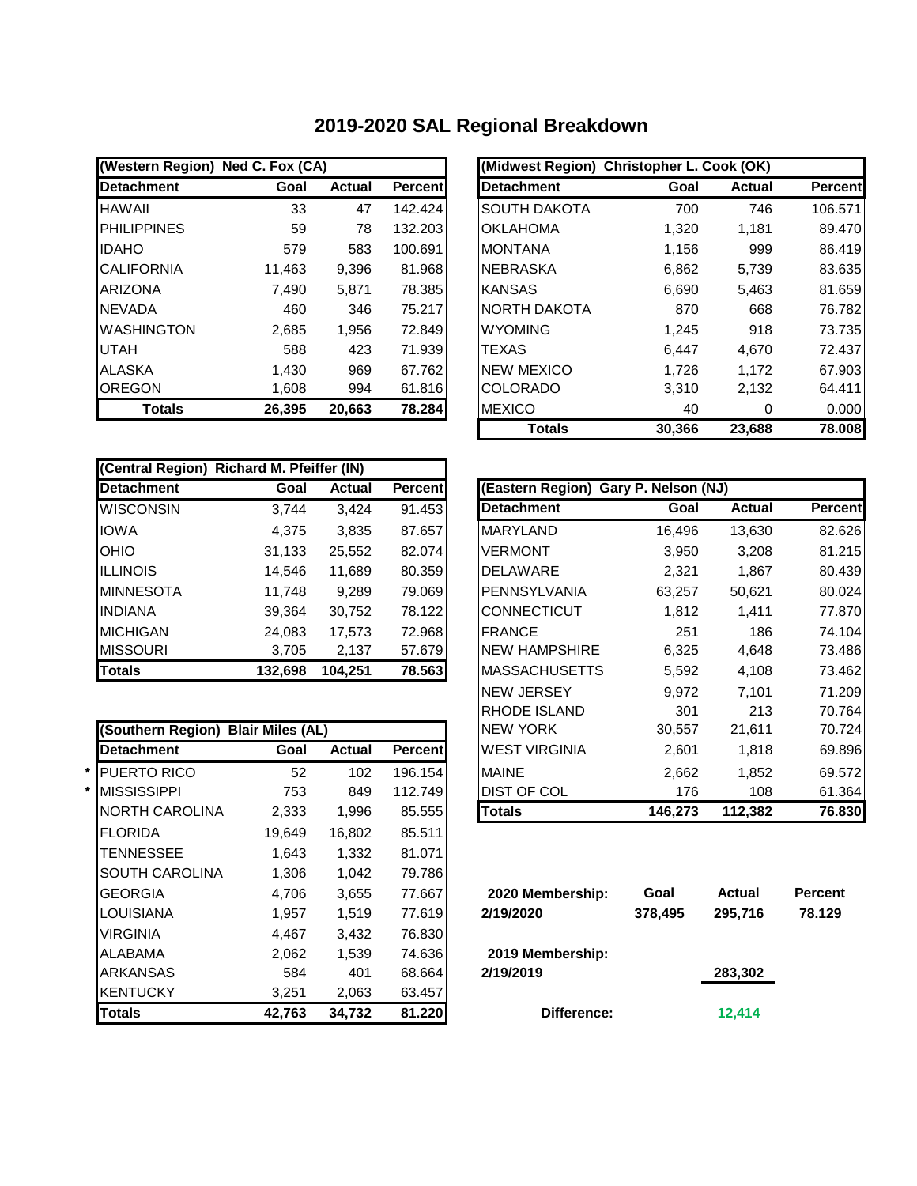# 2019-2020 SAL Regional Breakdown

| (Western Region) Ned C. Fox (CA) | | | |
|---|---|---|---|
| **Detachment** | **Goal** | **Actual** | **Percent** |
| HAWAII | 33 | 47 | 142.424 |
| PHILIPPINES | 59 | 78 | 132.203 |
| IDAHO | 579 | 583 | 100.691 |
| CALIFORNIA | 11,463 | 9,396 | 81.968 |
| ARIZONA | 7,490 | 5,871 | 78.385 |
| NEVADA | 460 | 346 | 75.217 |
| WASHINGTON | 2,685 | 1,956 | 72.849 |
| UTAH | 588 | 423 | 71.939 |
| ALASKA | 1,430 | 969 | 67.762 |
| OREGON | 1,608 | 994 | 61.816 |
| **Totals** | **26,395** | **20,663** | **78.284** |

| (Midwest Region) Christopher L. Cook (OK) | | | |
|---|---|---|---|
| **Detachment** | **Goal** | **Actual** | **Percent** |
| SOUTH DAKOTA | 700 | 746 | 106.571 |
| OKLAHOMA | 1,320 | 1,181 | 89.470 |
| MONTANA | 1,156 | 999 | 86.419 |
| NEBRASKA | 6,862 | 5,739 | 83.635 |
| KANSAS | 6,690 | 5,463 | 81.659 |
| NORTH DAKOTA | 870 | 668 | 76.782 |
| WYOMING | 1,245 | 918 | 73.735 |
| TEXAS | 6,447 | 4,670 | 72.437 |
| NEW MEXICO | 1,726 | 1,172 | 67.903 |
| COLORADO | 3,310 | 2,132 | 64.411 |
| MEXICO | 40 | 0 | 0.000 |
| **Totals** | **30,366** | **23,688** | **78.008** |

| (Central Region) Richard M. Pfeiffer (IN) | | | |
|---|---|---|---|
| **Detachment** | **Goal** | **Actual** | **Percent** |
| WISCONSIN | 3,744 | 3,424 | 91.453 |
| IOWA | 4,375 | 3,835 | 87.657 |
| OHIO | 31,133 | 25,552 | 82.074 |
| ILLINOIS | 14,546 | 11,689 | 80.359 |
| MINNESOTA | 11,748 | 9,289 | 79.069 |
| INDIANA | 39,364 | 30,752 | 78.122 |
| MICHIGAN | 24,083 | 17,573 | 72.968 |
| MISSOURI | 3,705 | 2,137 | 57.679 |
| **Totals** | **132,698** | **104,251** | **78.563** |

| (Eastern Region) Gary P. Nelson (NJ) | | | |
|---|---|---|---|
| **Detachment** | **Goal** | **Actual** | **Percent** |
| MARYLAND | 16,496 | 13,630 | 82.626 |
| VERMONT | 3,950 | 3,208 | 81.215 |
| DELAWARE | 2,321 | 1,867 | 80.439 |
| PENNSYLVANIA | 63,257 | 50,621 | 80.024 |
| CONNECTICUT | 1,812 | 1,411 | 77.870 |
| FRANCE | 251 | 186 | 74.104 |
| NEW HAMPSHIRE | 6,325 | 4,648 | 73.486 |
| MASSACHUSETTS | 5,592 | 4,108 | 73.462 |
| NEW JERSEY | 9,972 | 7,101 | 71.209 |
| RHODE ISLAND | 301 | 213 | 70.764 |
| NEW YORK | 30,557 | 21,611 | 70.724 |
| WEST VIRGINIA | 2,601 | 1,818 | 69.896 |
| MAINE | 2,662 | 1,852 | 69.572 |
| DIST OF COL | 176 | 108 | 61.364 |
| **Totals** | **146,273** | **112,382** | **76.830** |

| | (Southern Region) Blair Miles (AL) | | | |
|---|---|---|---|---|
| | **Detachment** | **Goal** | **Actual** | **Percent** |
| * | PUERTO RICO | 52 | 102 | 196.154 |
| * | MISSISSIPPI | 753 | 849 | 112.749 |
| | NORTH CAROLINA | 2,333 | 1,996 | 85.555 |
| | FLORIDA | 19,649 | 16,802 | 85.511 |
| | TENNESSEE | 1,643 | 1,332 | 81.071 |
| | SOUTH CAROLINA | 1,306 | 1,042 | 79.786 |
| | GEORGIA | 4,706 | 3,655 | 77.667 |
| | LOUISIANA | 1,957 | 1,519 | 77.619 |
| | VIRGINIA | 4,467 | 3,432 | 76.830 |
| | ALABAMA | 2,062 | 1,539 | 74.636 |
| | ARKANSAS | 584 | 401 | 68.664 |
| | KENTUCKY | 3,251 | 2,063 | 63.457 |
| | **Totals** | **42,763** | **34,732** | **81.220** |

| **2020 Membership:** | **Goal** | **Actual** | **Percent** |
|---|---|---|---|
| **2/19/2020** | **378,495** | **295,716** | **78.129** |
| **2019 Membership:** | | | |
| **2/19/2019** | | **283,302** | |
| **Difference:** | | **12,414** | |